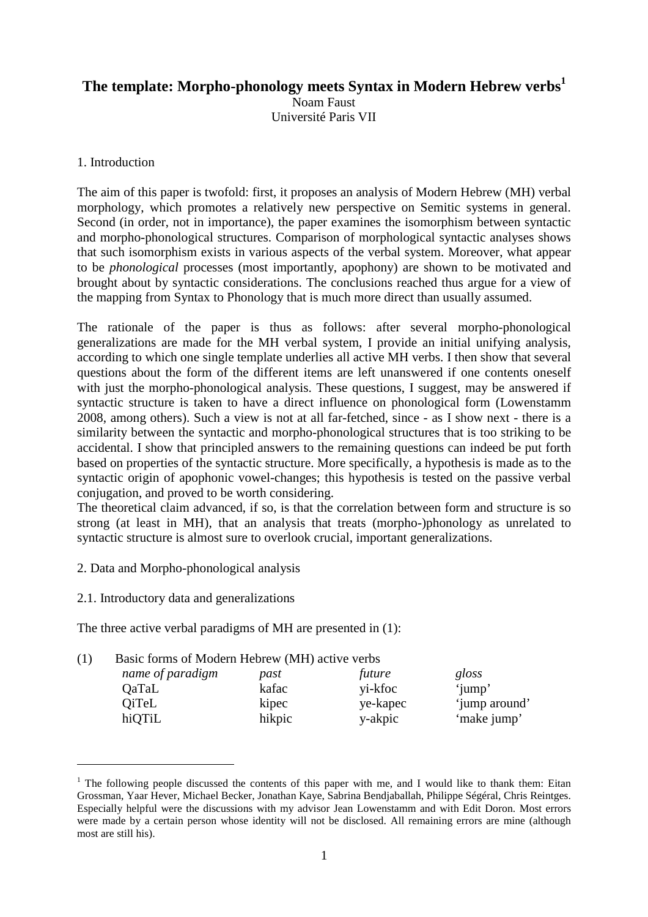# The template: Morpho-phonology meets Syntax in Modern Hebrew verbs[1]

Noam Faust
Université Paris VII

## 1. Introduction

The aim of this paper is twofold: first, it proposes an analysis of Modern Hebrew (MH) verbal morphology, which promotes a relatively new perspective on Semitic systems in general. Second (in order, not in importance), the paper examines the isomorphism between syntactic and morpho-phonological structures. Comparison of morphological syntactic analyses shows that such isomorphism exists in various aspects of the verbal system. Moreover, what appear to be *phonological* processes (most importantly, apophony) are shown to be motivated and brought about by syntactic considerations. The conclusions reached thus argue for a view of the mapping from Syntax to Phonology that is much more direct than usually assumed.

The rationale of the paper is thus as follows: after several morpho-phonological generalizations are made for the MH verbal system, I provide an initial unifying analysis, according to which one single template underlies all active MH verbs. I then show that several questions about the form of the different items are left unanswered if one contents oneself with just the morpho-phonological analysis. These questions, I suggest, may be answered if syntactic structure is taken to have a direct influence on phonological form (Lowenstamm 2008, among others). Such a view is not at all far-fetched, since - as I show next - there is a similarity between the syntactic and morpho-phonological structures that is too striking to be accidental. I show that principled answers to the remaining questions can indeed be put forth based on properties of the syntactic structure. More specifically, a hypothesis is made as to the syntactic origin of apophonic vowel-changes; this hypothesis is tested on the passive verbal conjugation, and proved to be worth considering.
The theoretical claim advanced, if so, is that the correlation between form and structure is so strong (at least in MH), that an analysis that treats (morpho-)phonology as unrelated to syntactic structure is almost sure to overlook crucial, important generalizations.

## 2. Data and Morpho-phonological analysis

### 2.1. Introductory data and generalizations

The three active verbal paradigms of MH are presented in (1):

(1) Basic forms of Modern Hebrew (MH) active verbs

| *name of paradigm* | *past* | *future* | *gloss* |
|---|---|---|---|
| QaTaL | kafac | yi-kfoc | 'jump' |
| QiTeL | kipec | ye-kapec | 'jump around' |
| hiQTiL | hikpic | y-akpic | 'make jump' |

---

[1] The following people discussed the contents of this paper with me, and I would like to thank them: Eitan Grossman, Yaar Hever, Michael Becker, Jonathan Kaye, Sabrina Bendjaballah, Philippe Ségéral, Chris Reintges. Especially helpful were the discussions with my advisor Jean Lowenstamm and with Edit Doron. Most errors were made by a certain person whose identity will not be disclosed. All remaining errors are mine (although most are still his).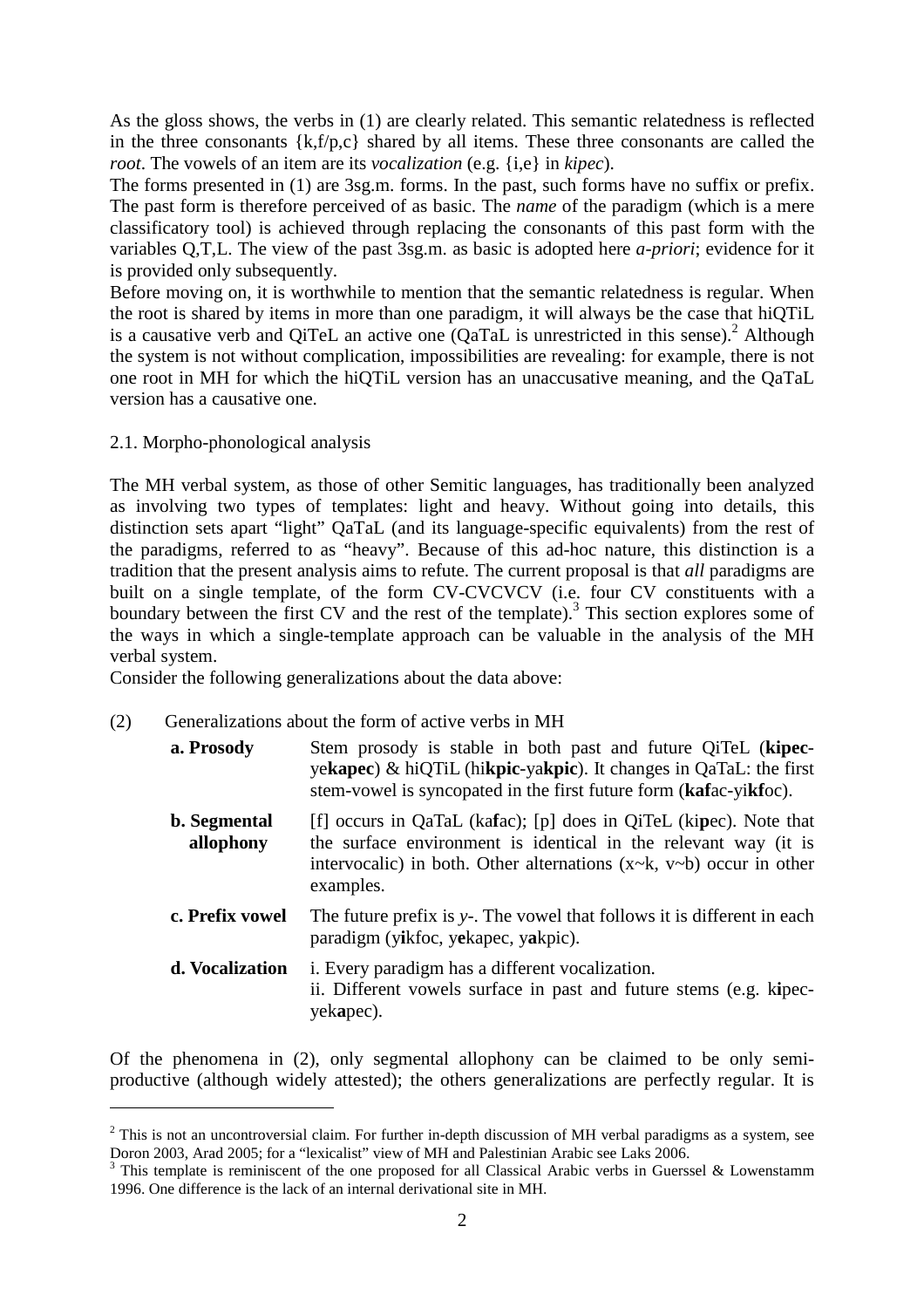As the gloss shows, the verbs in (1) are clearly related. This semantic relatedness is reflected in the three consonants {k,f/p,c} shared by all items. These three consonants are called the *root*. The vowels of an item are its *vocalization* (e.g. {i,e} in *kipec*).

The forms presented in (1) are 3sg.m. forms. In the past, such forms have no suffix or prefix. The past form is therefore perceived of as basic. The *name* of the paradigm (which is a mere classificatory tool) is achieved through replacing the consonants of this past form with the variables Q,T,L. The view of the past 3sg.m. as basic is adopted here *a-priori*; evidence for it is provided only subsequently.

Before moving on, it is worthwhile to mention that the semantic relatedness is regular. When the root is shared by items in more than one paradigm, it will always be the case that hiQTiL is a causative verb and QiTeL an active one (QaTaL is unrestricted in this sense).[2] Although the system is not without complication, impossibilities are revealing: for example, there is not one root in MH for which the hiQTiL version has an unaccusative meaning, and the QaTaL version has a causative one.

### 2.1. Morpho-phonological analysis

The MH verbal system, as those of other Semitic languages, has traditionally been analyzed as involving two types of templates: light and heavy. Without going into details, this distinction sets apart "light" QaTaL (and its language-specific equivalents) from the rest of the paradigms, referred to as "heavy". Because of this ad-hoc nature, this distinction is a tradition that the present analysis aims to refute. The current proposal is that *all* paradigms are built on a single template, of the form CV-CVCVCV (i.e. four CV constituents with a boundary between the first CV and the rest of the template).[3] This section explores some of the ways in which a single-template approach can be valuable in the analysis of the MH verbal system.

Consider the following generalizations about the data above:

(2) Generalizations about the form of active verbs in MH

| | |
|---|---|
| **a. Prosody** | Stem prosody is stable in both past and future QiTeL (**kipec**-ye**kapec**) & hiQTiL (hi**kpic**-ya**kpic**). It changes in QaTaL: the first stem-vowel is syncopated in the first future form (**kaf**ac-yi**kf**oc). |
| **b. Segmental allophony** | [f] occurs in QaTaL (ka**f**ac); [p] does in QiTeL (ki**p**ec). Note that the surface environment is identical in the relevant way (it is intervocalic) in both. Other alternations (x~k, v~b) occur in other examples. |
| **c. Prefix vowel** | The future prefix is *y-*. The vowel that follows it is different in each paradigm (y**i**kfoc, y**e**kapec, y**a**kpic). |
| **d. Vocalization** | i. Every paradigm has a different vocalization.<br>ii. Different vowels surface in past and future stems (e.g. k**i**pec-yek**a**pec). |

Of the phenomena in (2), only segmental allophony can be claimed to be only semi-productive (although widely attested); the others generalizations are perfectly regular. It is

---

[2] This is not an uncontroversial claim. For further in-depth discussion of MH verbal paradigms as a system, see Doron 2003, Arad 2005; for a "lexicalist" view of MH and Palestinian Arabic see Laks 2006.

[3] This template is reminiscent of the one proposed for all Classical Arabic verbs in Guerssel & Lowenstamm 1996. One difference is the lack of an internal derivational site in MH.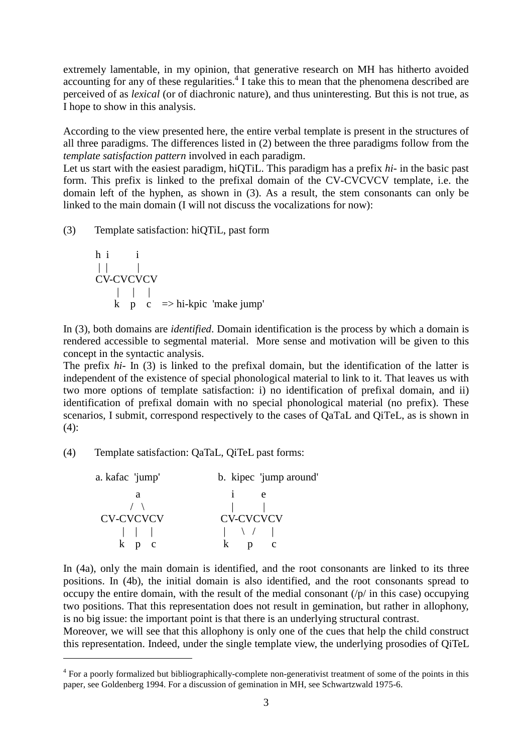extremely lamentable, in my opinion, that generative research on MH has hitherto avoided accounting for any of these regularities.[4] I take this to mean that the phenomena described are perceived of as *lexical* (or of diachronic nature), and thus uninteresting. But this is not true, as I hope to show in this analysis.

According to the view presented here, the entire verbal template is present in the structures of all three paradigms. The differences listed in (2) between the three paradigms follow from the *template satisfaction pattern* involved in each paradigm.
Let us start with the easiest paradigm, hiQTiL. This paradigm has a prefix *hi-* in the basic past form. This prefix is linked to the prefixal domain of the CV-CVCVCV template, i.e. the domain left of the hyphen, as shown in (3). As a result, the stem consonants can only be linked to the main domain (I will not discuss the vocalizations for now):

(3) Template satisfaction: hiQTiL, past form

```
h  i        i
|  |        |
CV-CVCVCV
      |    |    |
      k   p   c    => hi-kpic  'make jump'
```

In (3), both domains are *identified*. Domain identification is the process by which a domain is rendered accessible to segmental material. More sense and motivation will be given to this concept in the syntactic analysis.
The prefix *hi-* In (3) is linked to the prefixal domain, but the identification of the latter is independent of the existence of special phonological material to link to it. That leaves us with two more options of template satisfaction: i) no identification of prefixal domain, and ii) identification of prefixal domain with no special phonological material (no prefix). These scenarios, I submit, correspond respectively to the cases of QaTaL and QiTeL, as is shown in (4):

(4) Template satisfaction: QaTaL, QiTeL past forms:

```
a. kafac  'jump'            b.  kipec  'jump around'

        a                          i        e
      /  \                         |        |
 CV-CVCVCV                    CV-CVCVCV
      |   |    |                   |    \  /    |
      k   p   c                    k      p      c
```

In (4a), only the main domain is identified, and the root consonants are linked to its three positions. In (4b), the initial domain is also identified, and the root consonants spread to occupy the entire domain, with the result of the medial consonant (/p/ in this case) occupying two positions. That this representation does not result in gemination, but rather in allophony, is no big issue: the important point is that there is an underlying structural contrast.
Moreover, we will see that this allophony is only one of the cues that help the child construct this representation. Indeed, under the single template view, the underlying prosodies of QiTeL

[4] For a poorly formalized but bibliographically-complete non-generativist treatment of some of the points in this paper, see Goldenberg 1994. For a discussion of gemination in MH, see Schwartzwald 1975-6.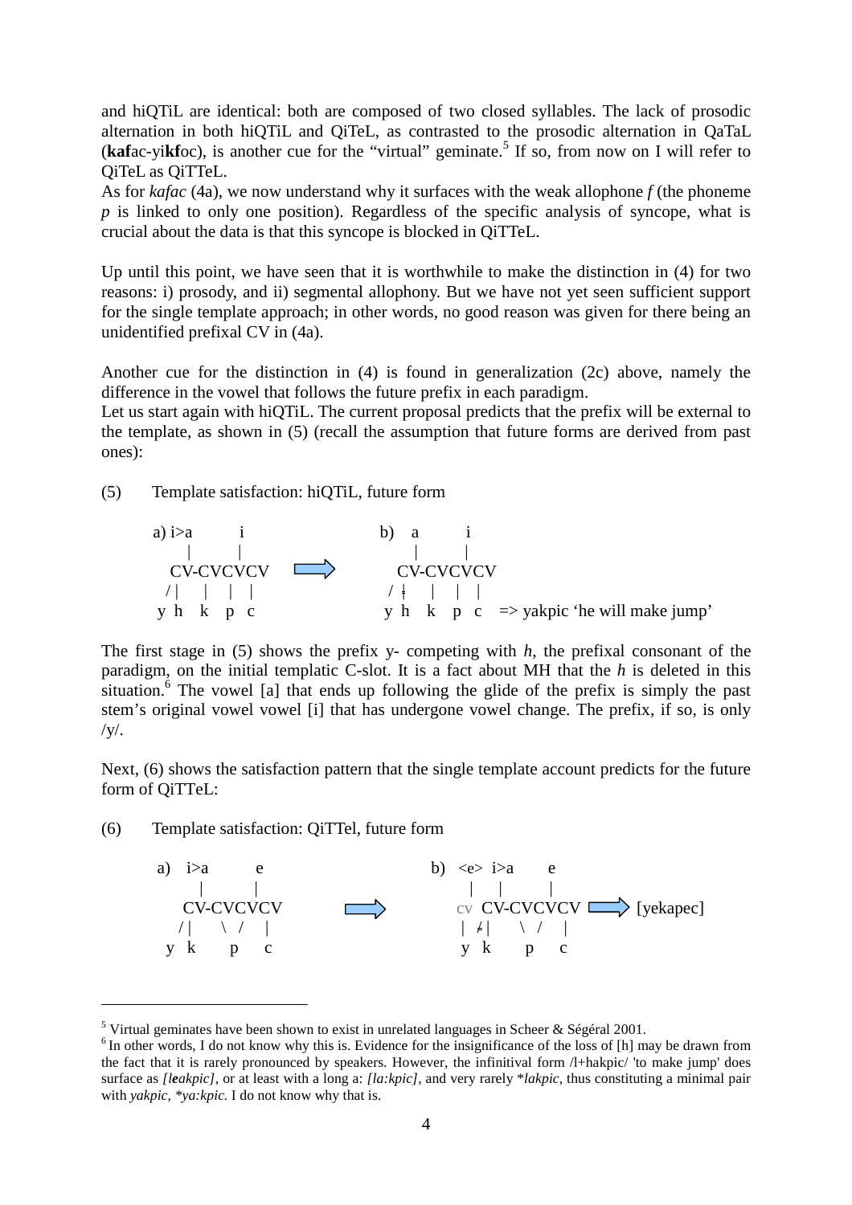and hiQTiL are identical: both are composed of two closed syllables. The lack of prosodic alternation in both hiQTiL and QiTeL, as contrasted to the prosodic alternation in QaTaL (**kaf**ac-yi**kf**oc), is another cue for the "virtual" geminate.[5] If so, from now on I will refer to QiTeL as QiTTeL.

As for *kafac* (4a), we now understand why it surfaces with the weak allophone *f* (the phoneme *p* is linked to only one position). Regardless of the specific analysis of syncope, what is crucial about the data is that this syncope is blocked in QiTTeL.

Up until this point, we have seen that it is worthwhile to make the distinction in (4) for two reasons: i) prosody, and ii) segmental allophony. But we have not yet seen sufficient support for the single template approach; in other words, no good reason was given for there being an unidentified prefixal CV in (4a).

Another cue for the distinction in (4) is found in generalization (2c) above, namely the difference in the vowel that follows the future prefix in each paradigm.

Let us start again with hiQTiL. The current proposal predicts that the prefix will be external to the template, as shown in (5) (recall the assumption that future forms are derived from past ones):

(5) Template satisfaction: hiQTiL, future form

```
a) i>a       i                      b)  a       i
     |       |                          |       |
   CV-CVCVCV           ==>            CV-CVCVCV
   / |   |   |   |                    / ǂ   |   |   |
  y h   k   p   c                    y h   k   p   c   => yakpic 'he will make jump'
```

The first stage in (5) shows the prefix y- competing with *h*, the prefixal consonant of the paradigm, on the initial templatic C-slot. It is a fact about MH that the *h* is deleted in this situation.[6] The vowel [a] that ends up following the glide of the prefix is simply the past stem's original vowel vowel [i] that has undergone vowel change. The prefix, if so, is only /y/.

Next, (6) shows the satisfaction pattern that the single template account predicts for the future form of QiTTeL:

(6) Template satisfaction: QiTTel, future form

```
a)  i>a       e                    b)  <e> i>a     e
     |        |                         |   |      |
   CV-CVCVCV          ==>          CV  CV-CVCVCV        ==>  [yekapec]
   / |    \  /   |                  |  ǂ|    \  /   |
  y  k      p    c                  y  k      p    c
```

[5] Virtual geminates have been shown to exist in unrelated languages in Scheer & Ségéral 2001.

[6] In other words, I do not know why this is. Evidence for the insignificance of the loss of [h] may be drawn from the fact that it is rarely pronounced by speakers. However, the infinitival form /l+hakpic/ 'to make jump' does surface as *[leakpic]*, or at least with a long a: *[la:kpic]*, and very rarely \**lakpic*, thus constituting a minimal pair with *yakpic*, \**ya:kpic*. I do not know why that is.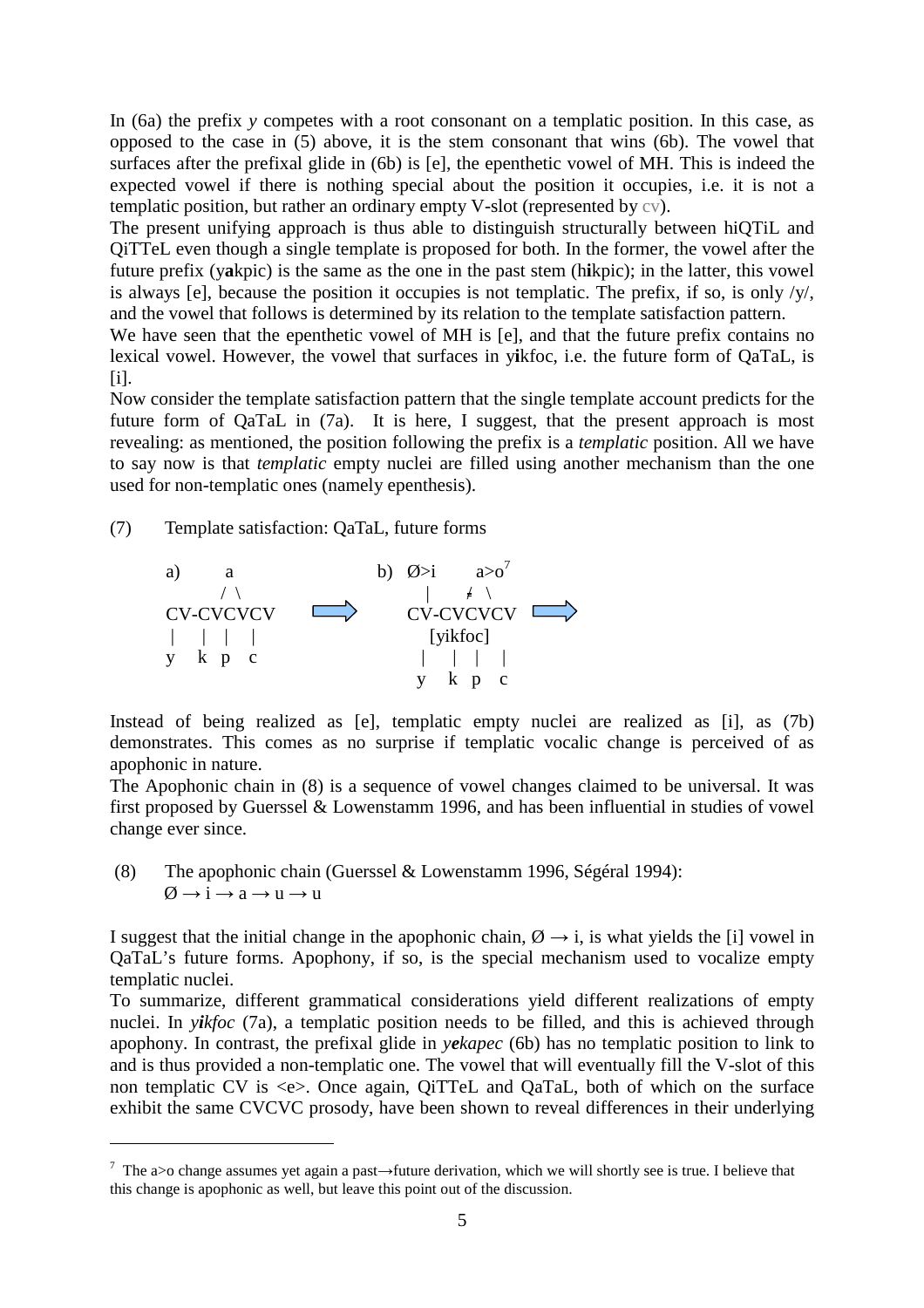In (6a) the prefix *y* competes with a root consonant on a templatic position. In this case, as opposed to the case in (5) above, it is the stem consonant that wins (6b). The vowel that surfaces after the prefixal glide in (6b) is [e], the epenthetic vowel of MH. This is indeed the expected vowel if there is nothing special about the position it occupies, i.e. it is not a templatic position, but rather an ordinary empty V-slot (represented by cv).

The present unifying approach is thus able to distinguish structurally between hiQTiL and QiTTeL even though a single template is proposed for both. In the former, the vowel after the future prefix (y**a**kpic) is the same as the one in the past stem (h**i**kpic); in the latter, this vowel is always [e], because the position it occupies is not templatic. The prefix, if so, is only /y/, and the vowel that follows is determined by its relation to the template satisfaction pattern.

We have seen that the epenthetic vowel of MH is [e], and that the future prefix contains no lexical vowel. However, the vowel that surfaces in y**i**kfoc, i.e. the future form of QaTaL, is [i].

Now consider the template satisfaction pattern that the single template account predicts for the future form of QaTaL in (7a). It is here, I suggest, that the present approach is most revealing: as mentioned, the position following the prefix is a *templatic* position. All we have to say now is that *templatic* empty nuclei are filled using another mechanism than the one used for non-templatic ones (namely epenthesis).

(7) Template satisfaction: QaTaL, future forms

```
a)      a                      b)  Ø>i      a>o⁷
       / \                          |       ≠ \
CV-CVCVCV       ⇨              CV-CVCVCV     ⇨
|    |  |  |                     [yikfoc]
y    k  p  c                    |    |  |  |
                                y    k  p  c
```

Instead of being realized as [e], templatic empty nuclei are realized as [i], as (7b) demonstrates. This comes as no surprise if templatic vocalic change is perceived of as apophonic in nature.

The Apophonic chain in (8) is a sequence of vowel changes claimed to be universal. It was first proposed by Guerssel & Lowenstamm 1996, and has been influential in studies of vowel change ever since.

(8) The apophonic chain (Guerssel & Lowenstamm 1996, Ségéral 1994):
$\text{Ø} \rightarrow \text{i} \rightarrow \text{a} \rightarrow \text{u} \rightarrow \text{u}$

I suggest that the initial change in the apophonic chain, $\text{Ø} \rightarrow \text{i}$, is what yields the [i] vowel in QaTaL's future forms. Apophony, if so, is the special mechanism used to vocalize empty templatic nuclei.

To summarize, different grammatical considerations yield different realizations of empty nuclei. In ***yi**kfoc* (7a), a templatic position needs to be filled, and this is achieved through apophony. In contrast, the prefixal glide in ***ye**kapec* (6b) has no templatic position to link to and is thus provided a non-templatic one. The vowel that will eventually fill the V-slot of this non templatic CV is <e>. Once again, QiTTeL and QaTaL, both of which on the surface exhibit the same CVCVC prosody, have been shown to reveal differences in their underlying

[7] The a>o change assumes yet again a past→future derivation, which we will shortly see is true. I believe that this change is apophonic as well, but leave this point out of the discussion.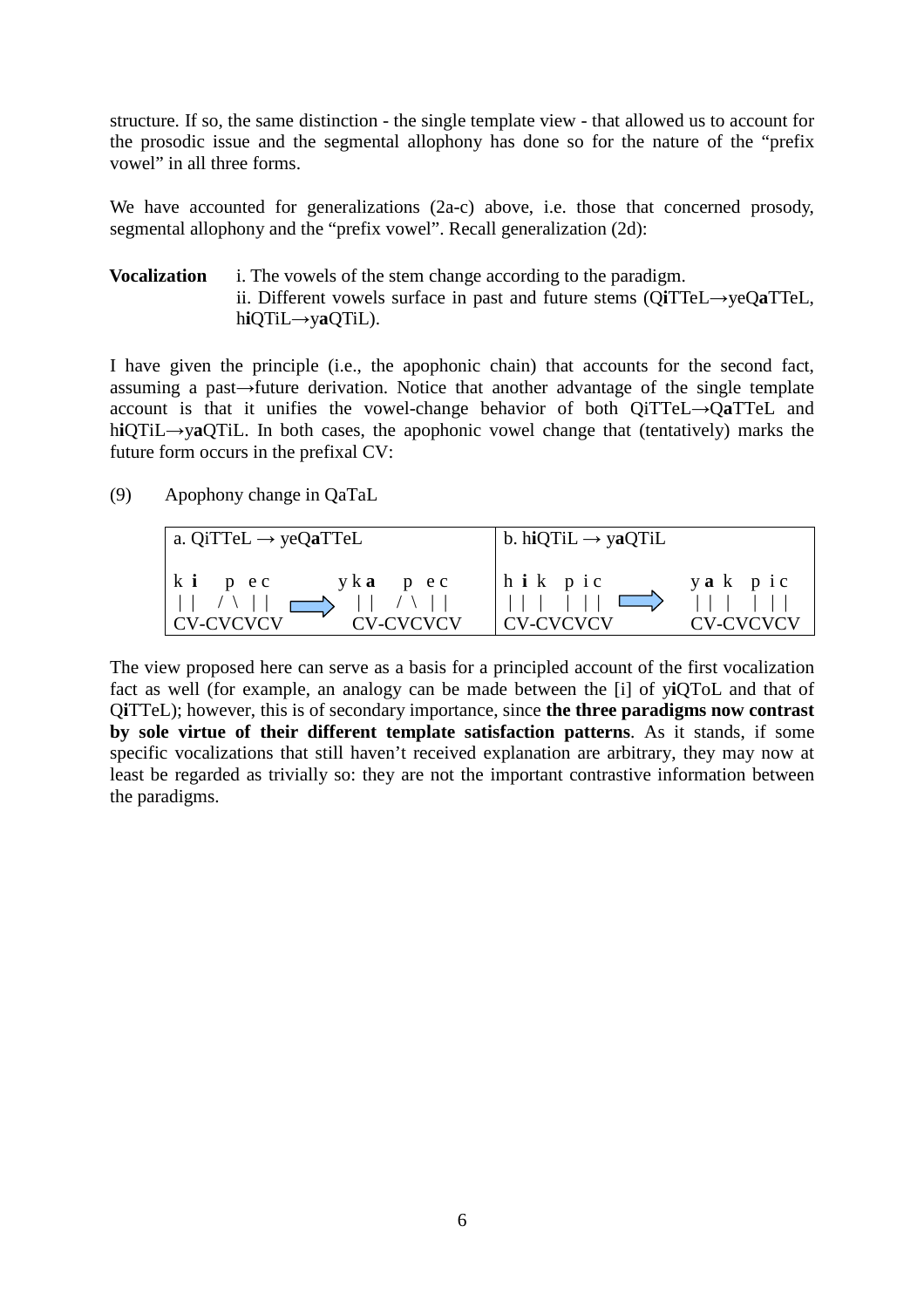structure. If so, the same distinction - the single template view - that allowed us to account for the prosodic issue and the segmental allophony has done so for the nature of the "prefix vowel" in all three forms.

We have accounted for generalizations (2a-c) above, i.e. those that concerned prosody, segmental allophony and the "prefix vowel". Recall generalization (2d):

**Vocalization** i. The vowels of the stem change according to the paradigm.
ii. Different vowels surface in past and future stems (Q**i**TTeL→yeQ**a**TTeL, h**i**QTiL→y**a**QTiL).

I have given the principle (i.e., the apophonic chain) that accounts for the second fact, assuming a past→future derivation. Notice that another advantage of the single template account is that it unifies the vowel-change behavior of both QiTTeL→Q**a**TTeL and h**i**QTiL→y**a**QTiL. In both cases, the apophonic vowel change that (tentatively) marks the future form occurs in the prefixal CV:

(9) Apophony change in QaTaL

```
a. QiTTeL → yeQaTTeL                      | b. hiQTiL → yaQTiL
                                          |
k i   p e c        y k a   p e c          | h i k  p i c         y a k  p i c
| |   / \ | |  ⇒   | |   / \ | |          | | | |  | | |   ⇒    | | |  | | |
CV-CVCVCV          CV-CVCVCV              | CV-CVCVCV            CV-CVCVCV
```

The view proposed here can serve as a basis for a principled account of the first vocalization fact as well (for example, an analogy can be made between the [i] of y**i**QToL and that of Q**i**TTeL); however, this is of secondary importance, since **the three paradigms now contrast by sole virtue of their different template satisfaction patterns**. As it stands, if some specific vocalizations that still haven't received explanation are arbitrary, they may now at least be regarded as trivially so: they are not the important contrastive information between the paradigms.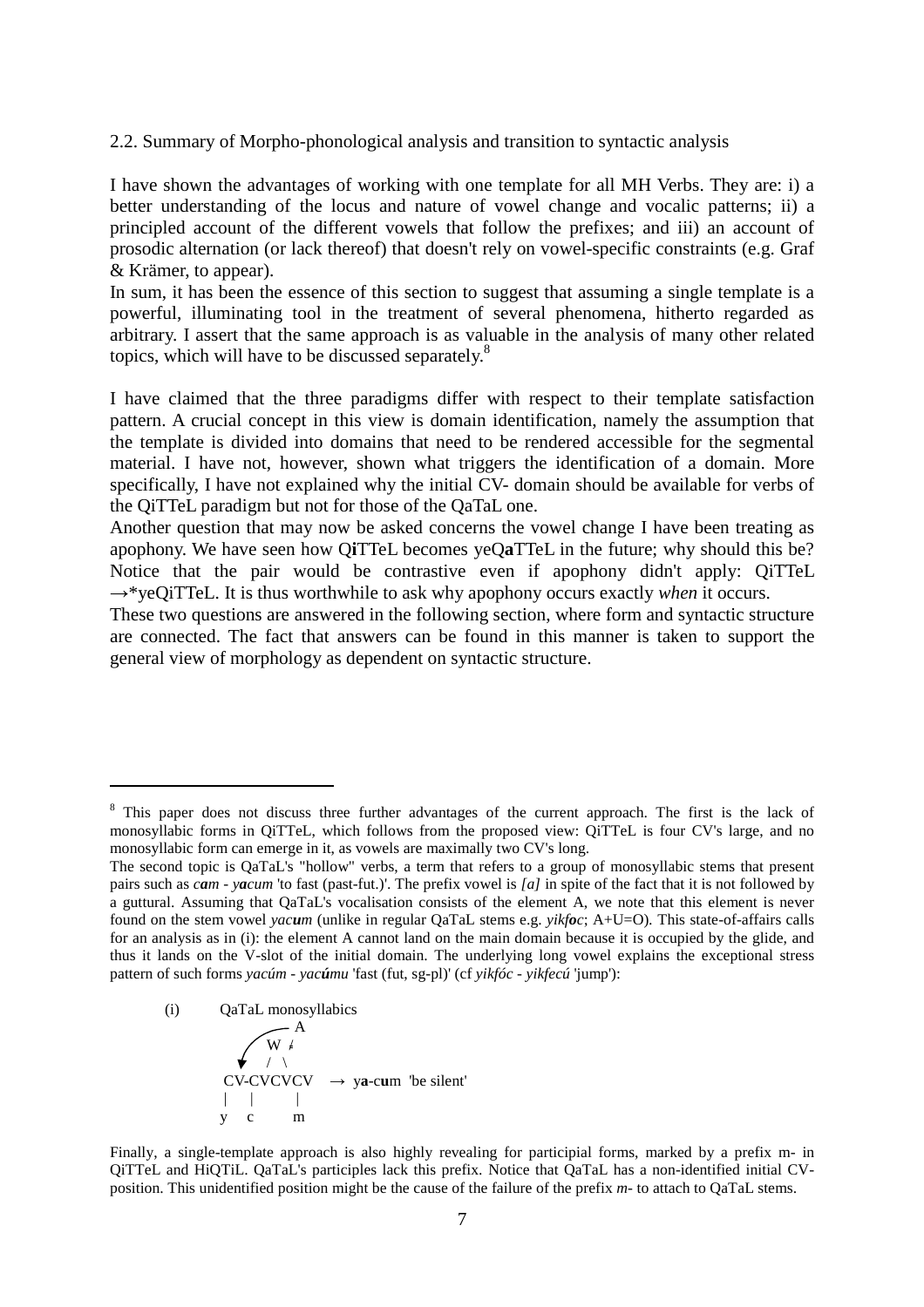2.2. Summary of Morpho-phonological analysis and transition to syntactic analysis

I have shown the advantages of working with one template for all MH Verbs. They are: i) a better understanding of the locus and nature of vowel change and vocalic patterns; ii) a principled account of the different vowels that follow the prefixes; and iii) an account of prosodic alternation (or lack thereof) that doesn't rely on vowel-specific constraints (e.g. Graf & Krämer, to appear).

In sum, it has been the essence of this section to suggest that assuming a single template is a powerful, illuminating tool in the treatment of several phenomena, hitherto regarded as arbitrary. I assert that the same approach is as valuable in the analysis of many other related topics, which will have to be discussed separately.[8]

I have claimed that the three paradigms differ with respect to their template satisfaction pattern. A crucial concept in this view is domain identification, namely the assumption that the template is divided into domains that need to be rendered accessible for the segmental material. I have not, however, shown what triggers the identification of a domain. More specifically, I have not explained why the initial CV- domain should be available for verbs of the QiTTeL paradigm but not for those of the QaTaL one.

Another question that may now be asked concerns the vowel change I have been treating as apophony. We have seen how Q**i**TTeL becomes yeQ**a**TTeL in the future; why should this be? Notice that the pair would be contrastive even if apophony didn't apply: QiTTeL →*yeQiTTeL. It is thus worthwhile to ask why apophony occurs exactly *when* it occurs.

These two questions are answered in the following section, where form and syntactic structure are connected. The fact that answers can be found in this manner is taken to support the general view of morphology as dependent on syntactic structure.

---

[8] This paper does not discuss three further advantages of the current approach. The first is the lack of monosyllabic forms in QiTTeL, which follows from the proposed view: QiTTeL is four CV's large, and no monosyllabic form can emerge in it, as vowels are maximally two CV's long.

The second topic is QaTaL's "hollow" verbs, a term that refers to a group of monosyllabic stems that present pairs such as *c**a**m* - *y**a**cum* 'to fast (past-fut.)'. The prefix vowel is *[a]* in spite of the fact that it is not followed by a guttural. Assuming that QaTaL's vocalisation consists of the element A, we note that this element is never found on the stem vowel *yac**u**m* (unlike in regular QaTaL stems e.g. *yikf**o**c*; A+U=O). This state-of-affairs calls for an analysis as in (i): the element A cannot land on the main domain because it is occupied by the glide, and thus it lands on the V-slot of the initial domain. The underlying long vowel explains the exceptional stress pattern of such forms *yacúm* - *yac**ú**mu* 'fast (fut, sg-pl)' (cf *yikfóc* - *yikfecú* 'jump'):

(i) QaTaL monosyllabics

```
        A
      W ≠
     / \
 CV-CVCVCV   →  ya-cum  'be silent'
 |   |    |
 y   c    m
```

Finally, a single-template approach is also highly revealing for participial forms, marked by a prefix m- in QiTTeL and HiQTiL. QaTaL's participles lack this prefix. Notice that QaTaL has a non-identified initial CV-position. This unidentified position might be the cause of the failure of the prefix *m-* to attach to QaTaL stems.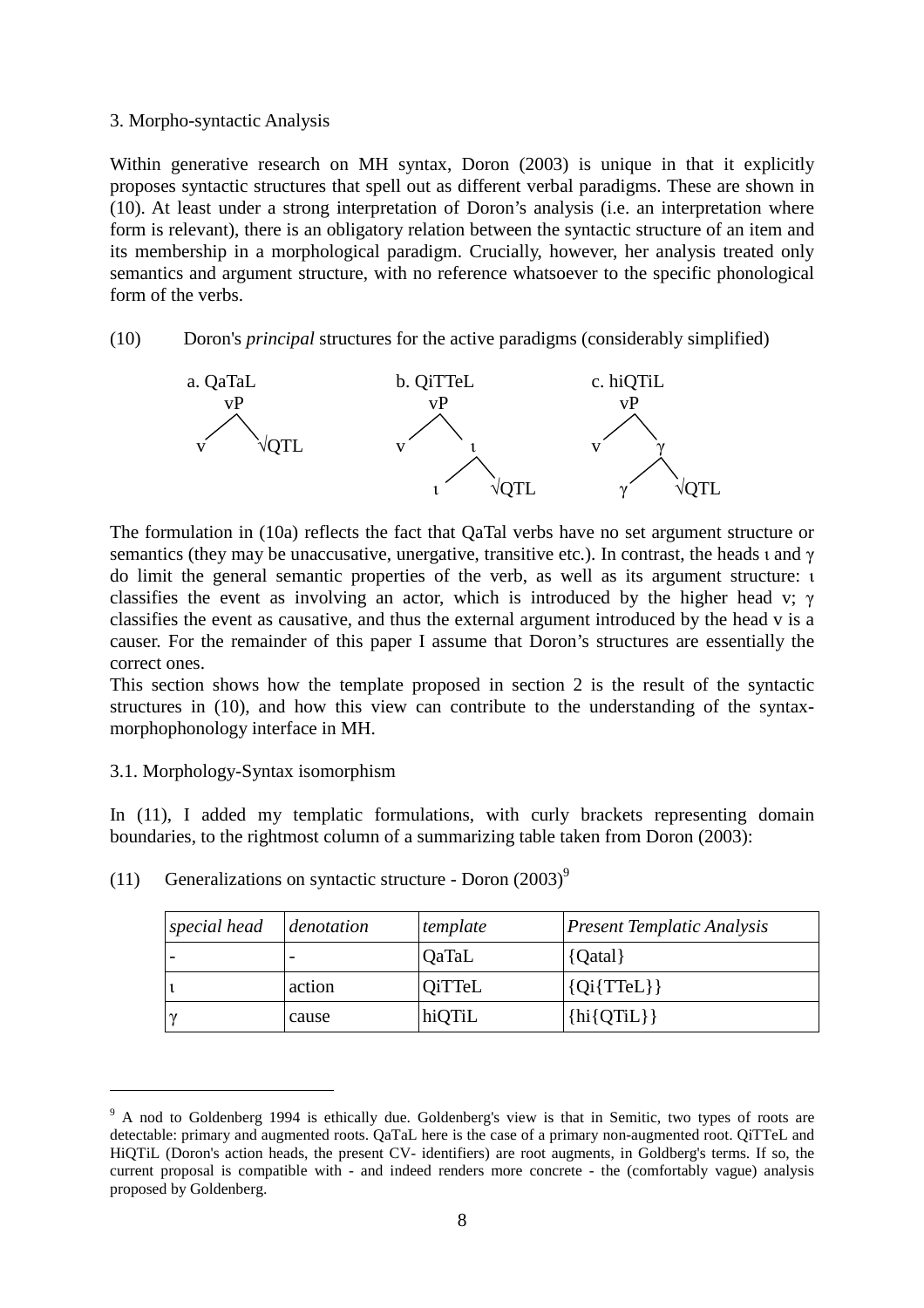3. Morpho-syntactic Analysis

Within generative research on MH syntax, Doron (2003) is unique in that it explicitly proposes syntactic structures that spell out as different verbal paradigms. These are shown in (10). At least under a strong interpretation of Doron's analysis (i.e. an interpretation where form is relevant), there is an obligatory relation between the syntactic structure of an item and its membership in a morphological paradigm. Crucially, however, her analysis treated only semantics and argument structure, with no reference whatsoever to the specific phonological form of the verbs.

(10) Doron's *principal* structures for the active paradigms (considerably simplified)

a. QaTaL: [vP v √QTL]

b. QiTTeL: [vP v [ι ι √QTL]]

c. hiQTiL: [vP v [γ γ √QTL]]

The formulation in (10a) reflects the fact that QaTal verbs have no set argument structure or semantics (they may be unaccusative, unergative, transitive etc.). In contrast, the heads ι and γ do limit the general semantic properties of the verb, as well as its argument structure: ι classifies the event as involving an actor, which is introduced by the higher head v; γ classifies the event as causative, and thus the external argument introduced by the head v is a causer. For the remainder of this paper I assume that Doron's structures are essentially the correct ones.

This section shows how the template proposed in section 2 is the result of the syntactic structures in (10), and how this view can contribute to the understanding of the syntax-morphophonology interface in MH.

3.1. Morphology-Syntax isomorphism

In (11), I added my templatic formulations, with curly brackets representing domain boundaries, to the rightmost column of a summarizing table taken from Doron (2003):

(11) Generalizations on syntactic structure - Doron (2003)[9]

| *special head* | *denotation* | *template* | *Present Templatic Analysis* |
|---|---|---|---|
| - | - | QaTaL | {Qatal} |
| ι | action | QiTTeL | {Qi{TTeL}} |
| γ | cause | hiQTiL | {hi{QTiL}} |

[9] A nod to Goldenberg 1994 is ethically due. Goldenberg's view is that in Semitic, two types of roots are detectable: primary and augmented roots. QaTaL here is the case of a primary non-augmented root. QiTTeL and HiQTiL (Doron's action heads, the present CV- identifiers) are root augments, in Goldberg's terms. If so, the current proposal is compatible with - and indeed renders more concrete - the (comfortably vague) analysis proposed by Goldenberg.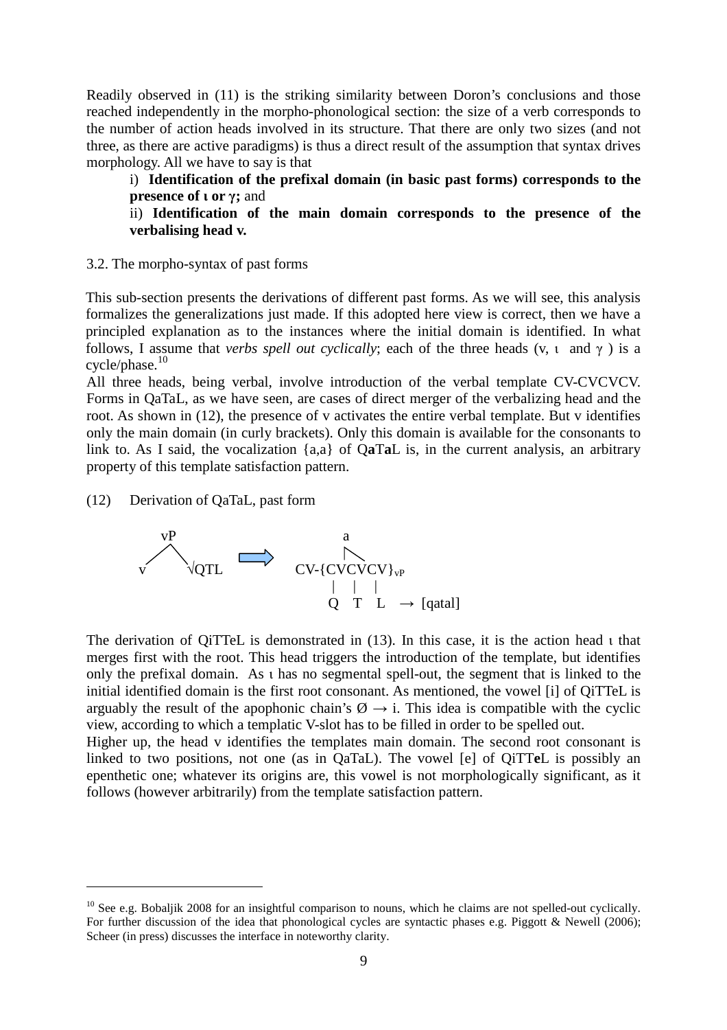Readily observed in (11) is the striking similarity between Doron's conclusions and those reached independently in the morpho-phonological section: the size of a verb corresponds to the number of action heads involved in its structure. That there are only two sizes (and not three, as there are active paradigms) is thus a direct result of the assumption that syntax drives morphology. All we have to say is that

> i) **Identification of the prefixal domain (in basic past forms) corresponds to the presence of ι or γ;** and
>
> ii) **Identification of the main domain corresponds to the presence of the verbalising head v.**

3.2. The morpho-syntax of past forms

This sub-section presents the derivations of different past forms. As we will see, this analysis formalizes the generalizations just made. If this adopted here view is correct, then we have a principled explanation as to the instances where the initial domain is identified. In what follows, I assume that *verbs spell out cyclically*; each of the three heads (v, ι and γ ) is a cycle/phase.[10]

All three heads, being verbal, involve introduction of the verbal template CV-CVCVCV. Forms in QaTaL, as we have seen, are cases of direct merger of the verbalizing head and the root. As shown in (12), the presence of v activates the entire verbal template. But v identifies only the main domain (in curly brackets). Only this domain is available for the consonants to link to. As I said, the vocalization {a,a} of Q**a**T**a**L is, in the current analysis, an arbitrary property of this template satisfaction pattern.

(12) Derivation of QaTaL, past form

```
     vP                         a
    /  \         ==>            |\
   v   √QTL           CV-{CVCVCV}vP
                          |   |   |
                          Q   T   L   →  [qatal]
```

The derivation of QiTTeL is demonstrated in (13). In this case, it is the action head ι that merges first with the root. This head triggers the introduction of the template, but identifies only the prefixal domain. As ι has no segmental spell-out, the segment that is linked to the initial identified domain is the first root consonant. As mentioned, the vowel [i] of QiTTeL is arguably the result of the apophonic chain's Ø → i. This idea is compatible with the cyclic view, according to which a templatic V-slot has to be filled in order to be spelled out.

Higher up, the head v identifies the templates main domain. The second root consonant is linked to two positions, not one (as in QaTaL). The vowel [e] of QiTT**e**L is possibly an epenthetic one; whatever its origins are, this vowel is not morphologically significant, as it follows (however arbitrarily) from the template satisfaction pattern.

---

[10] See e.g. Bobaljik 2008 for an insightful comparison to nouns, which he claims are not spelled-out cyclically. For further discussion of the idea that phonological cycles are syntactic phases e.g. Piggott & Newell (2006); Scheer (in press) discusses the interface in noteworthy clarity.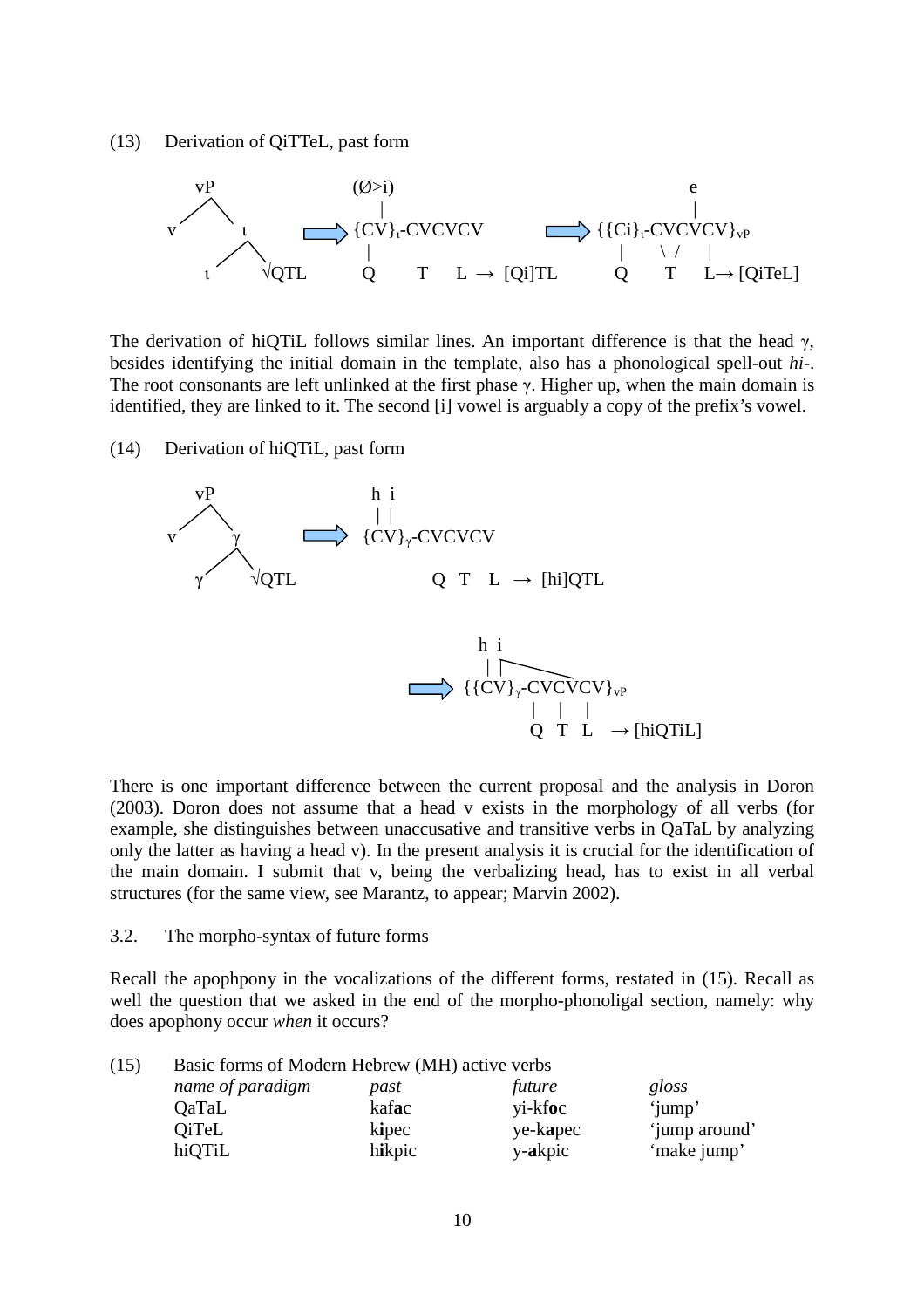(13) Derivation of QiTTeL, past form

```
   vP                 (Ø>i)                                e
  /  \                  |                                  |
 v    ι        ==>  {CV}ι-CVCVCV          ==>  {{Ci}ι-CVCVCV}vP
     / \               |                          |    \ /    |
    ι   √QTL           Q      T    L  →  [Qi]TL   Q     T     L→ [QiTeL]
```

The derivation of hiQTiL follows similar lines. An important difference is that the head γ, besides identifying the initial domain in the template, also has a phonological spell-out *hi-*. The root consonants are left unlinked at the first phase γ. Higher up, when the main domain is identified, they are linked to it. The second [i] vowel is arguably a copy of the prefix's vowel.

(14) Derivation of hiQTiL, past form

```
   vP                 h  i
  /  \                |  |
 v    γ        ==>  {CV}γ-CVCVCV
     / \
    γ   √QTL                  Q  T  L  →  [hi]QTL


                          h  i
                          |  |‾‾‾‾‾‾‾‾\
                  ==>  {{CV}γ-CVCVCV}vP
                              |   |   |
                              Q   T   L   → [hiQTiL]
```

There is one important difference between the current proposal and the analysis in Doron (2003). Doron does not assume that a head v exists in the morphology of all verbs (for example, she distinguishes between unaccusative and transitive verbs in QaTaL by analyzing only the latter as having a head v). In the present analysis it is crucial for the identification of the main domain. I submit that v, being the verbalizing head, has to exist in all verbal structures (for the same view, see Marantz, to appear; Marvin 2002).

### 3.2. The morpho-syntax of future forms

Recall the apophpony in the vocalizations of the different forms, restated in (15). Recall as well the question that we asked in the end of the morpho-phonoligal section, namely: why does apophony occur *when* it occurs?

(15) Basic forms of Modern Hebrew (MH) active verbs

| *name of paradigm* | *past* | *future* | *gloss* |
|---|---|---|---|
| QaTaL | kaf**a**c | yi-kf**o**c | 'jump' |
| QiTeL | k**i**pec | ye-k**a**pec | 'jump around' |
| hiQTiL | h**i**kpic | y-**a**kpic | 'make jump' |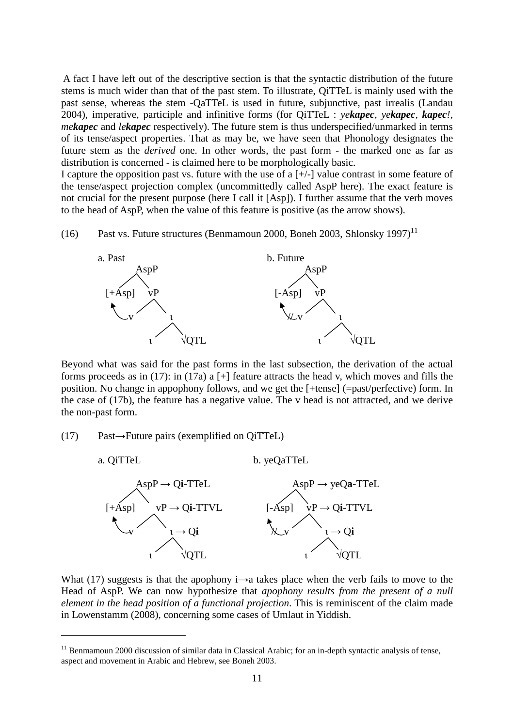A fact I have left out of the descriptive section is that the syntactic distribution of the future stems is much wider than that of the past stem. To illustrate, QiTTeL is mainly used with the past sense, whereas the stem -QaTTeL is used in future, subjunctive, past irrealis (Landau 2004), imperative, participle and infinitive forms (for QiTTeL : *ye**kapec***, *ye**kapec***, ***kapec**!*, *me**kapec*** and *le**kapec*** respectively). The future stem is thus underspecified/unmarked in terms of its tense/aspect properties. That as may be, we have seen that Phonology designates the future stem as the *derived* one. In other words, the past form - the marked one as far as distribution is concerned - is claimed here to be morphologically basic.

I capture the opposition past vs. future with the use of a [+/-] value contrast in some feature of the tense/aspect projection complex (uncommittedly called AspP here). The exact feature is not crucial for the present purpose (here I call it [Asp]). I further assume that the verb moves to the head of AspP, when the value of this feature is positive (as the arrow shows).

(16) Past vs. Future structures (Benmamoun 2000, Boneh 2003, Shlonsky 1997)[11]

```
a. Past                          b. Future
      AspP                             AspP
     /    \                           /    \
 [+Asp]    vP                     [-Asp]    vP
   ^     /    \                     ^     /    \
   `---v       ι                    `//-v       ι
             /   \                            /   \
            ι    √QTL                        ι    √QTL
```

Beyond what was said for the past forms in the last subsection, the derivation of the actual forms proceeds as in (17): in (17a) a [+] feature attracts the head v, which moves and fills the position. No change in appophony follows, and we get the [+tense] (=past/perfective) form. In the case of (17b), the feature has a negative value. The v head is not attracted, and we derive the non-past form.

(17) Past→Future pairs (exemplified on QiTTeL)

```
a. QiTTeL                              b. yeQaTTeL

      AspP → Qi-TTeL                         AspP → yeQa-TTeL
     /    \                                 /    \
 [+Asp]    vP → Qi-TTVL                 [-Asp]    vP → Qi-TTVL
   ^     /    \                           ^     /    \
   `---v       ι → Qi                     `//-v       ι → Qi
             /   \                                  /   \
            ι    √QTL                              ι    √QTL
```

What (17) suggests is that the apophony i→a takes place when the verb fails to move to the Head of AspP. We can now hypothesize that *apophony results from the present of a null element in the head position of a functional projection*. This is reminiscent of the claim made in Lowenstamm (2008), concerning some cases of Umlaut in Yiddish.

[11] Benmamoun 2000 discussion of similar data in Classical Arabic; for an in-depth syntactic analysis of tense, aspect and movement in Arabic and Hebrew, see Boneh 2003.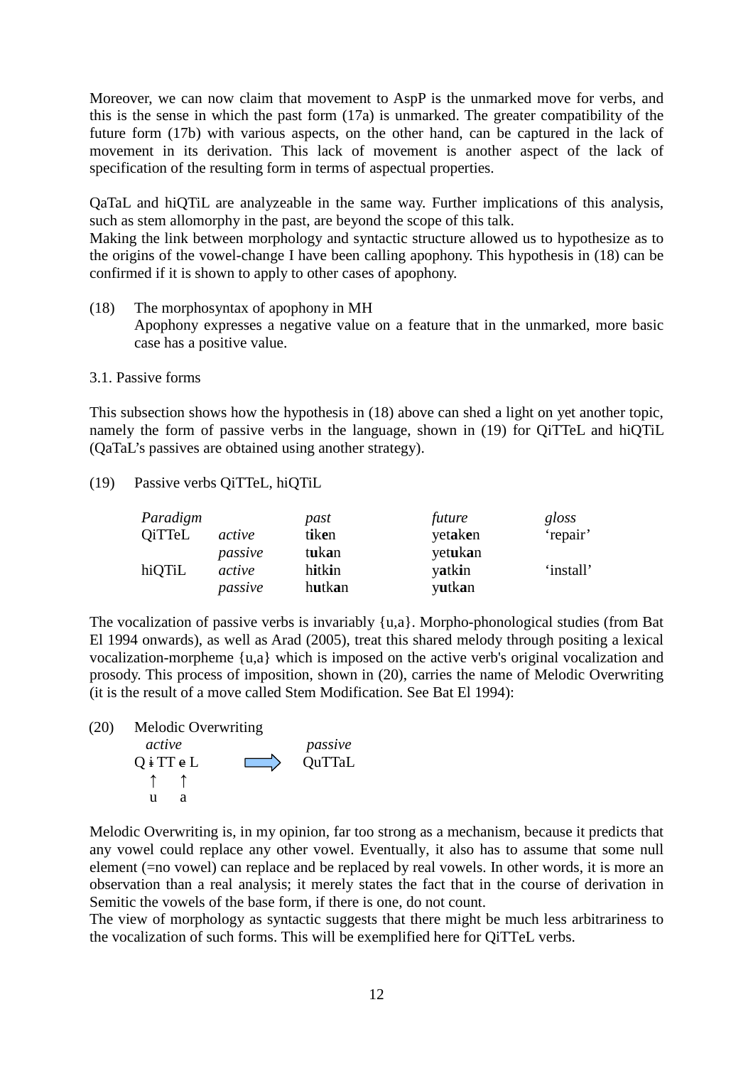Moreover, we can now claim that movement to AspP is the unmarked move for verbs, and this is the sense in which the past form (17a) is unmarked. The greater compatibility of the future form (17b) with various aspects, on the other hand, can be captured in the lack of movement in its derivation. This lack of movement is another aspect of the lack of specification of the resulting form in terms of aspectual properties.

QaTaL and hiQTiL are analyzeable in the same way. Further implications of this analysis, such as stem allomorphy in the past, are beyond the scope of this talk.
Making the link between morphology and syntactic structure allowed us to hypothesize as to the origins of the vowel-change I have been calling apophony. This hypothesis in (18) can be confirmed if it is shown to apply to other cases of apophony.

(18) The morphosyntax of apophony in MH
Apophony expresses a negative value on a feature that in the unmarked, more basic case has a positive value.

3.1. Passive forms

This subsection shows how the hypothesis in (18) above can shed a light on yet another topic, namely the form of passive verbs in the language, shown in (19) for QiTTeL and hiQTiL (QaTaL's passives are obtained using another strategy).

(19) Passive verbs QiTTeL, hiQTiL

| *Paradigm* | | *past* | *future* | *gloss* |
|---|---|---|---|---|
| QiTTeL | *active* | t**i**k**e**n | yet**a**k**e**n | 'repair' |
| | *passive* | t**u**k**a**n | yet**u**k**a**n | |
| hiQTiL | *active* | h**i**tk**i**n | y**a**tk**i**n | 'install' |
| | *passive* | h**u**tk**a**n | y**u**tk**a**n | |

The vocalization of passive verbs is invariably {u,a}. Morpho-phonological studies (from Bat El 1994 onwards), as well as Arad (2005), treat this shared melody through positing a lexical vocalization-morpheme {u,a} which is imposed on the active verb's original vocalization and prosody. This process of imposition, shown in (20), carries the name of Melodic Overwriting (it is the result of a move called Stem Modification. See Bat El 1994):

(20) Melodic Overwriting

```
 active              passive
Q ɨ TT ɐ L   ==>    QuTTaL
  ↑    ↑
  u    a
```

Melodic Overwriting is, in my opinion, far too strong as a mechanism, because it predicts that any vowel could replace any other vowel. Eventually, it also has to assume that some null element (=no vowel) can replace and be replaced by real vowels. In other words, it is more an observation than a real analysis; it merely states the fact that in the course of derivation in Semitic the vowels of the base form, if there is one, do not count.
The view of morphology as syntactic suggests that there might be much less arbitrariness to the vocalization of such forms. This will be exemplified here for QiTTeL verbs.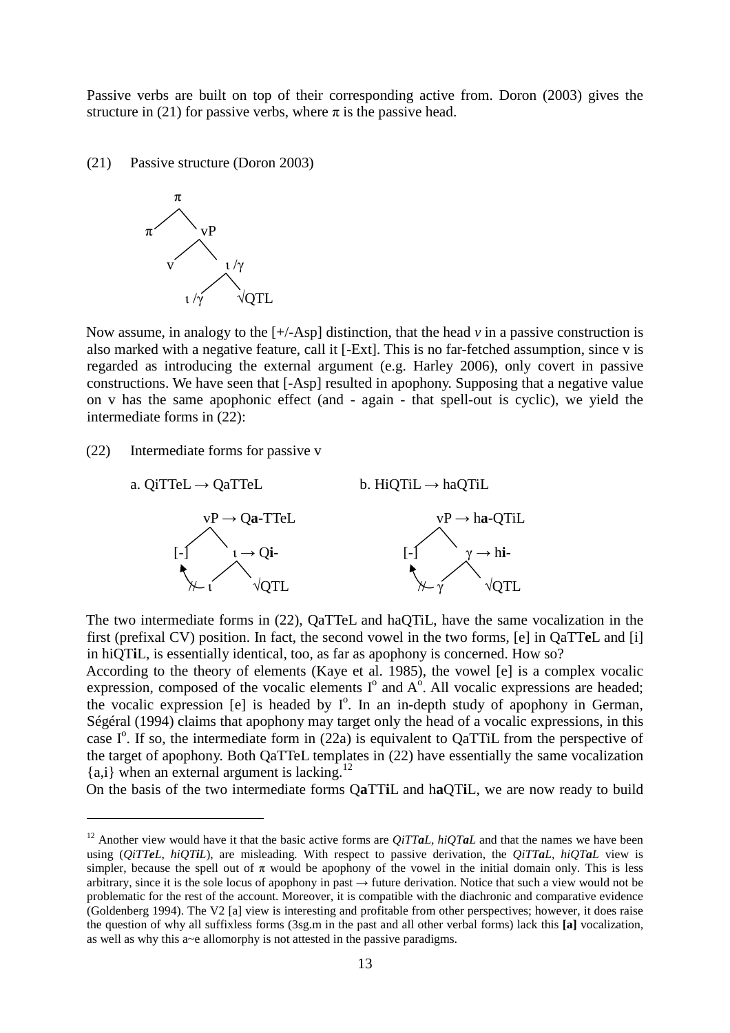Passive verbs are built on top of their corresponding active from. Doron (2003) gives the structure in (21) for passive verbs, where π is the passive head.

(21) Passive structure (Doron 2003)

```
        π
       / \
      π   vP
         /  \
        v    ι /γ
            /   \
         ι /γ   √QTL
```

Now assume, in analogy to the [+/-Asp] distinction, that the head *v* in a passive construction is also marked with a negative feature, call it [-Ext]. This is no far-fetched assumption, since v is regarded as introducing the external argument (e.g. Harley 2006), only covert in passive constructions. We have seen that [-Asp] resulted in apophony. Supposing that a negative value on v has the same apophonic effect (and - again - that spell-out is cyclic), we yield the intermediate forms in (22):

(22) Intermediate forms for passive v

a. QiTTeL → QaTTeL

```
      vP → Qa-TTeL
     /  \
   [-]   ι → Qi-
        /  \
       ι   √QTL
```

b. HiQTiL → haQTiL

```
      vP → ha-QTiL
     /  \
   [-]   γ → hi-
        /  \
       γ   √QTL
```

The two intermediate forms in (22), QaTTeL and haQTiL, have the same vocalization in the first (prefixal CV) position. In fact, the second vowel in the two forms, [e] in QaTT**e**L and [i] in hiQT**i**L, is essentially identical, too, as far as apophony is concerned. How so?

According to the theory of elements (Kaye et al. 1985), the vowel [e] is a complex vocalic expression, composed of the vocalic elements I° and A°. All vocalic expressions are headed; the vocalic expression [e] is headed by I°. In an in-depth study of apophony in German, Ségéral (1994) claims that apophony may target only the head of a vocalic expressions, in this case I°. If so, the intermediate form in (22a) is equivalent to QaTTiL from the perspective of the target of apophony. Both QaTTeL templates in (22) have essentially the same vocalization {a,i} when an external argument is lacking.[12]

On the basis of the two intermediate forms Q**a**TT**i**L and h**a**QT**i**L, we are now ready to build

---

[12] Another view would have it that the basic active forms are *QiTTaL*, *hiQTaL* and that the names we have been using (*QiTTeL*, *hiQTiL*), are misleading. With respect to passive derivation, the *QiTTaL*, *hiQTaL* view is simpler, because the spell out of π would be apophony of the vowel in the initial domain only. This is less arbitrary, since it is the sole locus of apophony in past → future derivation. Notice that such a view would not be problematic for the rest of the account. Moreover, it is compatible with the diachronic and comparative evidence (Goldenberg 1994). The V2 [a] view is interesting and profitable from other perspectives; however, it does raise the question of why all suffixless forms (3sg.m in the past and all other verbal forms) lack this **[a]** vocalization, as well as why this a~e allomorphy is not attested in the passive paradigms.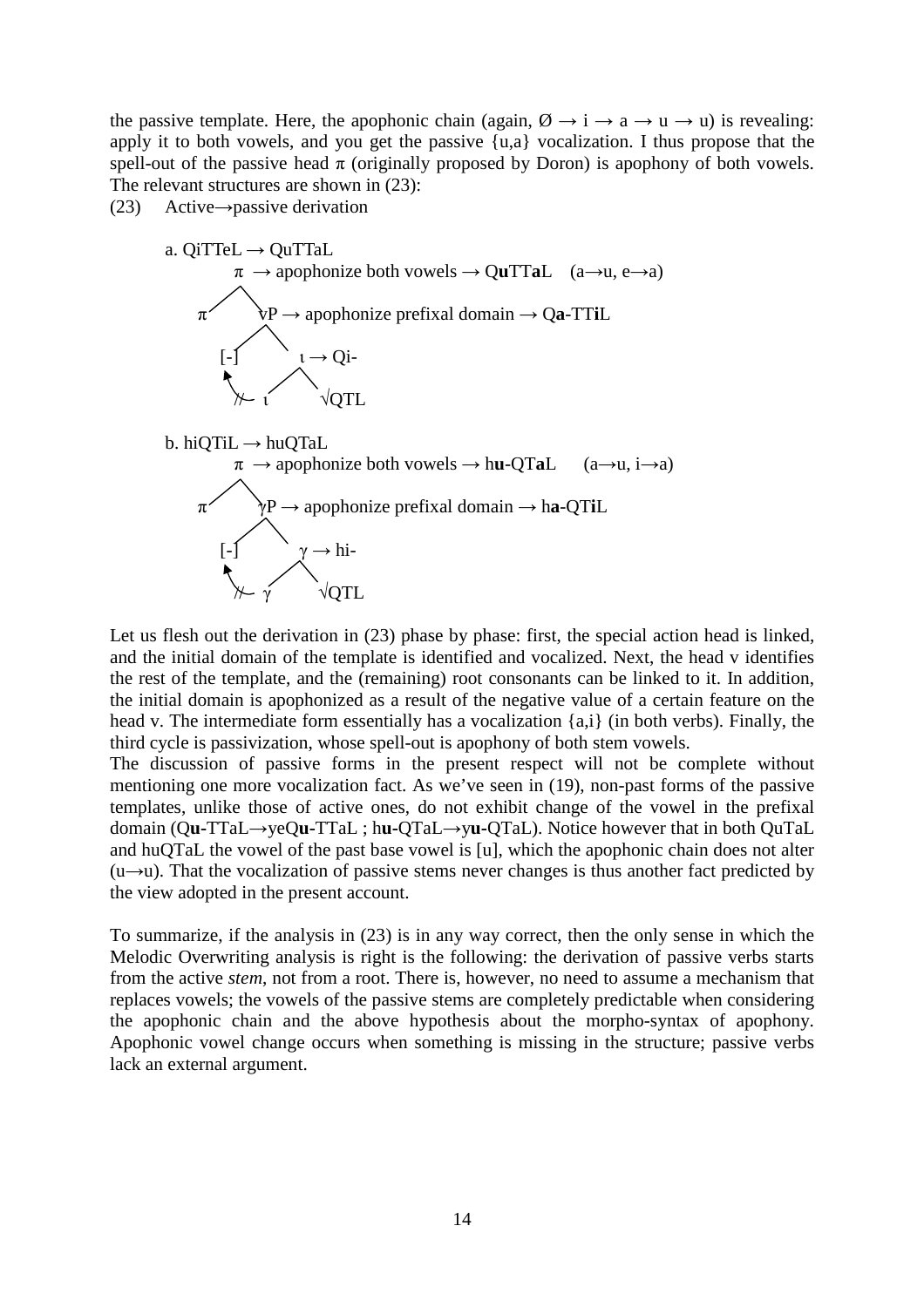the passive template. Here, the apophonic chain (again, Ø → i → a → u → u) is revealing: apply it to both vowels, and you get the passive {u,a} vocalization. I thus propose that the spell-out of the passive head π (originally proposed by Doron) is apophony of both vowels. The relevant structures are shown in (23):

(23) Active→passive derivation

a. QiTTeL → QuTTaL

```
            π  → apophonize both vowels → QuTTaL    (a→u, e→a)
          /   \
        π      vP → apophonize prefixal domain → Qa-TTiL
              /   \
           [-]     ι → Qi-
            ↖     /   \
             ↚ ι       √QTL
```

b. hiQTiL → huQTaL

```
            π  → apophonize both vowels → hu-QTaL      (a→u, i→a)
          /   \
        π      γP → apophonize prefixal domain → ha-QTiL
              /   \
           [-]     γ → hi-
            ↖     /   \
             ↚ γ       √QTL
```

Let us flesh out the derivation in (23) phase by phase: first, the special action head is linked, and the initial domain of the template is identified and vocalized. Next, the head v identifies the rest of the template, and the (remaining) root consonants can be linked to it. In addition, the initial domain is apophonized as a result of the negative value of a certain feature on the head v. The intermediate form essentially has a vocalization {a,i} (in both verbs). Finally, the third cycle is passivization, whose spell-out is apophony of both stem vowels.

The discussion of passive forms in the present respect will not be complete without mentioning one more vocalization fact. As we've seen in (19), non-past forms of the passive templates, unlike those of active ones, do not exhibit change of the vowel in the prefixal domain (Q**u**-TTaL→yeQ**u**-TTaL ; h**u**-QTaL→y**u**-QTaL). Notice however that in both QuTaL and huQTaL the vowel of the past base vowel is [u], which the apophonic chain does not alter (u→u). That the vocalization of passive stems never changes is thus another fact predicted by the view adopted in the present account.

To summarize, if the analysis in (23) is in any way correct, then the only sense in which the Melodic Overwriting analysis is right is the following: the derivation of passive verbs starts from the active *stem*, not from a root. There is, however, no need to assume a mechanism that replaces vowels; the vowels of the passive stems are completely predictable when considering the apophonic chain and the above hypothesis about the morpho-syntax of apophony. Apophonic vowel change occurs when something is missing in the structure; passive verbs lack an external argument.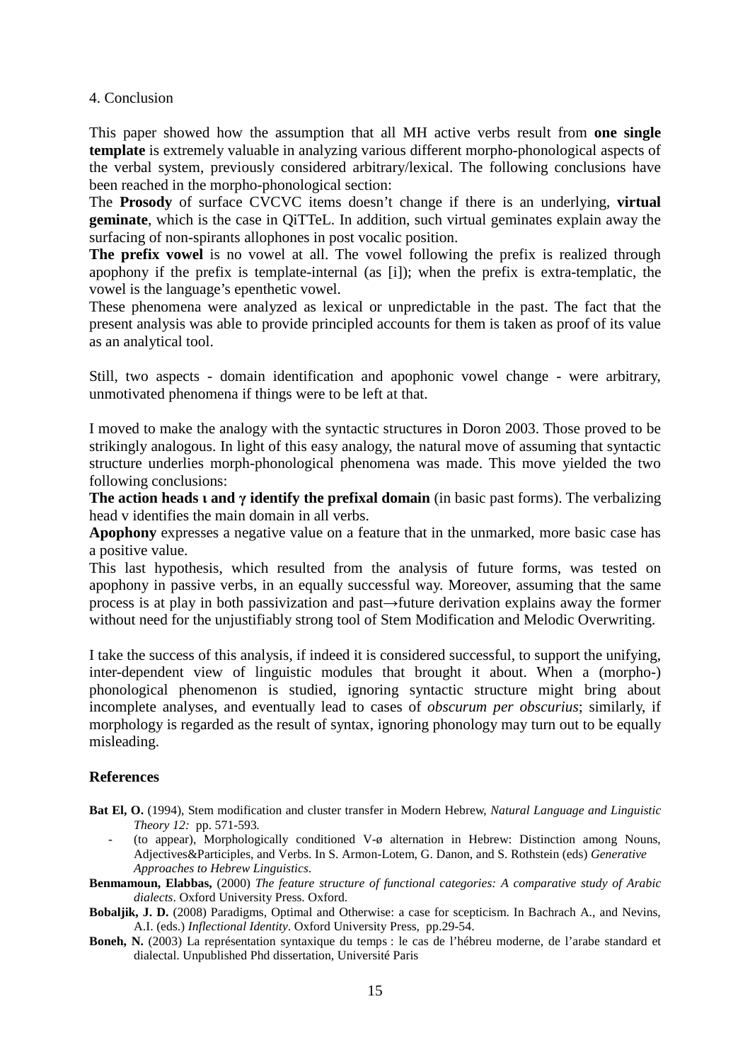4. Conclusion

This paper showed how the assumption that all MH active verbs result from **one single template** is extremely valuable in analyzing various different morpho-phonological aspects of the verbal system, previously considered arbitrary/lexical. The following conclusions have been reached in the morpho-phonological section:

The **Prosody** of surface CVCVC items doesn't change if there is an underlying, **virtual geminate**, which is the case in QiTTeL. In addition, such virtual geminates explain away the surfacing of non-spirants allophones in post vocalic position.

**The prefix vowel** is no vowel at all. The vowel following the prefix is realized through apophony if the prefix is template-internal (as [i]); when the prefix is extra-templatic, the vowel is the language's epenthetic vowel.

These phenomena were analyzed as lexical or unpredictable in the past. The fact that the present analysis was able to provide principled accounts for them is taken as proof of its value as an analytical tool.

Still, two aspects - domain identification and apophonic vowel change - were arbitrary, unmotivated phenomena if things were to be left at that.

I moved to make the analogy with the syntactic structures in Doron 2003. Those proved to be strikingly analogous. In light of this easy analogy, the natural move of assuming that syntactic structure underlies morph-phonological phenomena was made. This move yielded the two following conclusions:

**The action heads ι and γ identify the prefixal domain** (in basic past forms). The verbalizing head v identifies the main domain in all verbs.

**Apophony** expresses a negative value on a feature that in the unmarked, more basic case has a positive value.

This last hypothesis, which resulted from the analysis of future forms, was tested on apophony in passive verbs, in an equally successful way. Moreover, assuming that the same process is at play in both passivization and past→future derivation explains away the former without need for the unjustifiably strong tool of Stem Modification and Melodic Overwriting.

I take the success of this analysis, if indeed it is considered successful, to support the unifying, inter-dependent view of linguistic modules that brought it about. When a (morpho-) phonological phenomenon is studied, ignoring syntactic structure might bring about incomplete analyses, and eventually lead to cases of *obscurum per obscurius*; similarly, if morphology is regarded as the result of syntax, ignoring phonology may turn out to be equally misleading.

## References

**Bat El, O.** (1994), Stem modification and cluster transfer in Modern Hebrew, *Natural Language and Linguistic Theory 12:* pp. 571-593.

- (to appear), Morphologically conditioned V-ø alternation in Hebrew: Distinction among Nouns, Adjectives&Participles, and Verbs. In S. Armon-Lotem, G. Danon, and S. Rothstein (eds) *Generative Approaches to Hebrew Linguistics*.

**Benmamoun, Elabbas,** (2000) *The feature structure of functional categories: A comparative study of Arabic dialects*. Oxford University Press. Oxford.

**Bobaljik, J. D.** (2008) Paradigms, Optimal and Otherwise: a case for scepticism. In Bachrach A., and Nevins, A.I. (eds.) *Inflectional Identity*. Oxford University Press, pp.29-54.

**Boneh, N.** (2003) La représentation syntaxique du temps : le cas de l'hébreu moderne, de l'arabe standard et dialectal. Unpublished Phd dissertation, Université Paris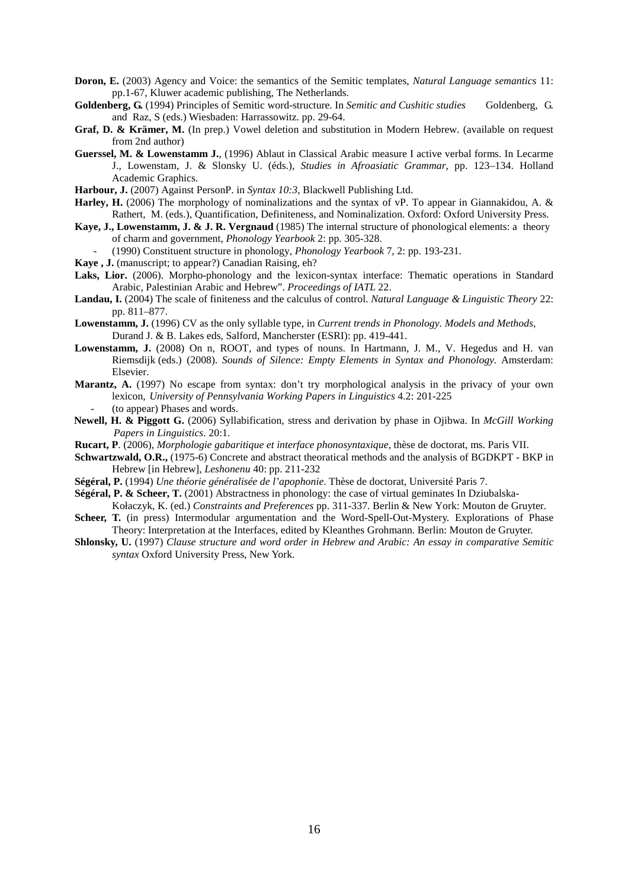**Doron, E.** (2003) Agency and Voice: the semantics of the Semitic templates, *Natural Language semantics* 11: pp.1-67, Kluwer academic publishing, The Netherlands.

**Goldenberg, G.** (1994) Principles of Semitic word-structure. In *Semitic and Cushitic studies* Goldenberg, G. and Raz, S (eds.) Wiesbaden: Harrassowitz. pp. 29-64.

**Graf, D. & Krämer, M.** (In prep.) Vowel deletion and substitution in Modern Hebrew. (available on request from 2nd author)

**Guerssel, M. & Lowenstamm J.**, (1996) Ablaut in Classical Arabic measure I active verbal forms. In Lecarme J., Lowenstam, J. & Slonsky U. (éds.), *Studies in Afroasiatic Grammar*, pp. 123–134. Holland Academic Graphics.

**Harbour, J.** (2007) Against PersonP. in *Syntax 10:3*, Blackwell Publishing Ltd.

**Harley, H.** (2006) The morphology of nominalizations and the syntax of vP. To appear in Giannakidou, A. & Rathert, M. (eds.), Quantification, Definiteness, and Nominalization. Oxford: Oxford University Press.

**Kaye, J., Lowenstamm, J. & J. R. Vergnaud** (1985) The internal structure of phonological elements: a theory of charm and government, *Phonology Yearbook* 2: pp. 305-328.

- (1990) Constituent structure in phonology, *Phonology Yearbook* 7, 2: pp. 193-231.

**Kaye , J.** (manuscript; to appear?) Canadian Raising, eh?

**Laks, Lior.** (2006). Morpho-phonology and the lexicon-syntax interface: Thematic operations in Standard Arabic, Palestinian Arabic and Hebrew". *Proceedings of IATL* 22.

**Landau, I.** (2004) The scale of finiteness and the calculus of control. *Natural Language & Linguistic Theory* 22: pp. 811–877.

**Lowenstamm, J.** (1996) CV as the only syllable type, in *Current trends in Phonology. Models and Methods*, Durand J. & B. Lakes eds, Salford, Mancherster (ESRI): pp. 419-441.

**Lowenstamm, J.** (2008) On n, ROOT, and types of nouns. In Hartmann, J. M., V. Hegedus and H. van Riemsdijk (eds.) (2008). *Sounds of Silence: Empty Elements in Syntax and Phonology*. Amsterdam: Elsevier.

**Marantz, A.** (1997) No escape from syntax: don't try morphological analysis in the privacy of your own lexicon, *University of Pennsylvania Working Papers in Linguistics* 4.2: 201-225

- (to appear) Phases and words.

**Newell, H. & Piggott G.** (2006) Syllabification, stress and derivation by phase in Ojibwa. In *McGill Working Papers in Linguistics*. 20:1.

**Rucart, P**. (2006), *Morphologie gabaritique et interface phonosyntaxique*, thèse de doctorat, ms. Paris VII.

**Schwartzwald, O.R.,** (1975-6) Concrete and abstract theoratical methods and the analysis of BGDKPT - BKP in Hebrew [in Hebrew], *Leshonenu* 40: pp. 211-232

**Ségéral, P.** (1994) *Une théorie généralisée de l'apophonie*. Thèse de doctorat, Université Paris 7.

**Ségéral, P. & Scheer, T.** (2001) Abstractness in phonology: the case of virtual geminates In Dziubalska-Kołaczyk, K. (ed.) *Constraints and Preferences* pp. 311-337. Berlin & New York: Mouton de Gruyter.

**Scheer, T.** (in press) Intermodular argumentation and the Word-Spell-Out-Mystery. Explorations of Phase Theory: Interpretation at the Interfaces, edited by Kleanthes Grohmann. Berlin: Mouton de Gruyter.

**Shlonsky, U.** (1997) *Clause structure and word order in Hebrew and Arabic: An essay in comparative Semitic syntax* Oxford University Press, New York.